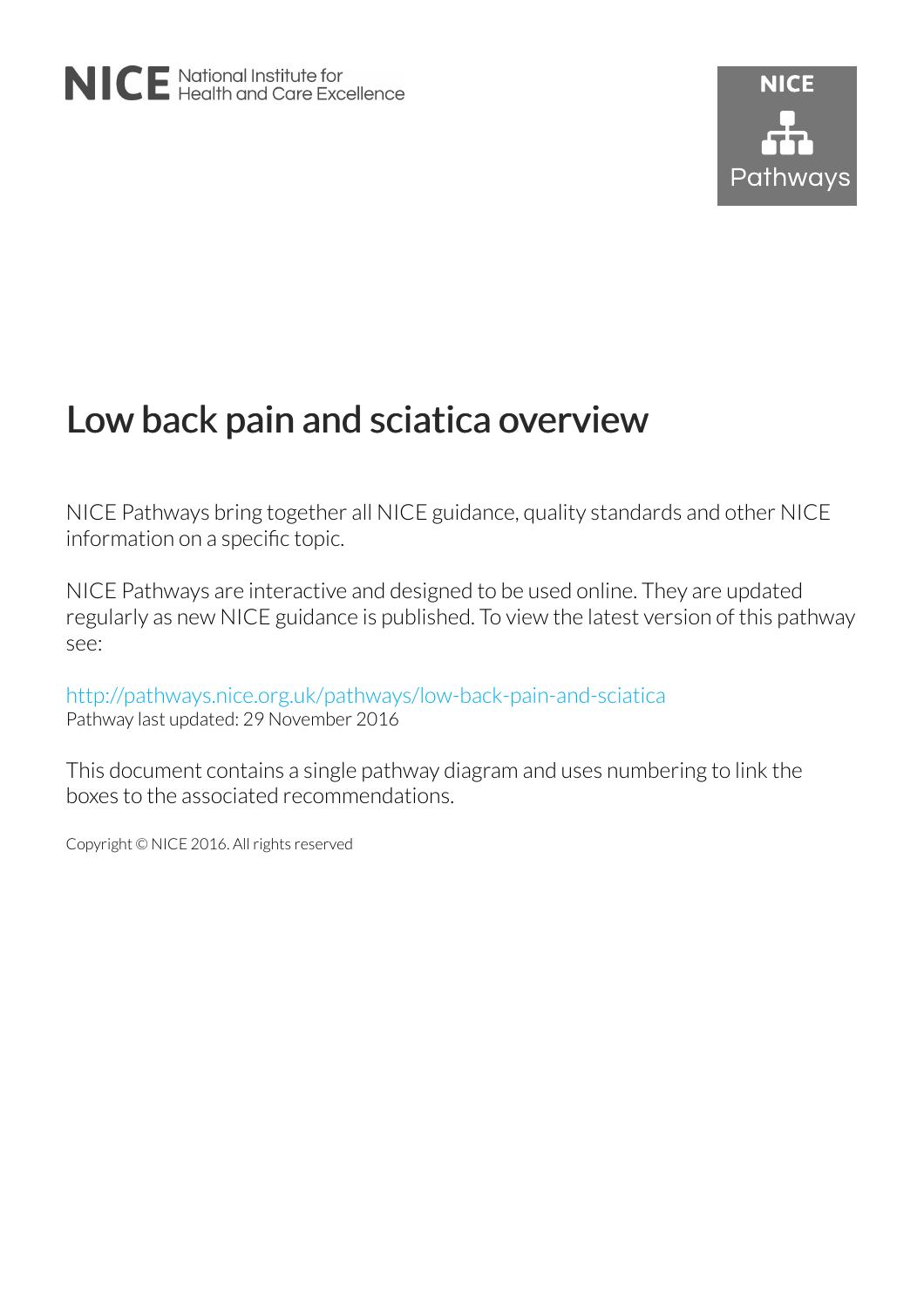NICE National Institute for Health and Care Excellence

NICE Pathways

# Low back pain and sciatica overview

NICE Pathways bring together all NICE guidance, quality standards and other NICE information on a specific topic.

NICE Pathways are interactive and designed to be used online. They are updated regularly as new NICE guidance is published. To view the latest version of this pathway see:

http://pathways.nice.org.uk/pathways/low-back-pain-and-sciatica
Pathway last updated: 29 November 2016

This document contains a single pathway diagram and uses numbering to link the boxes to the associated recommendations.

Copyright © NICE 2016. All rights reserved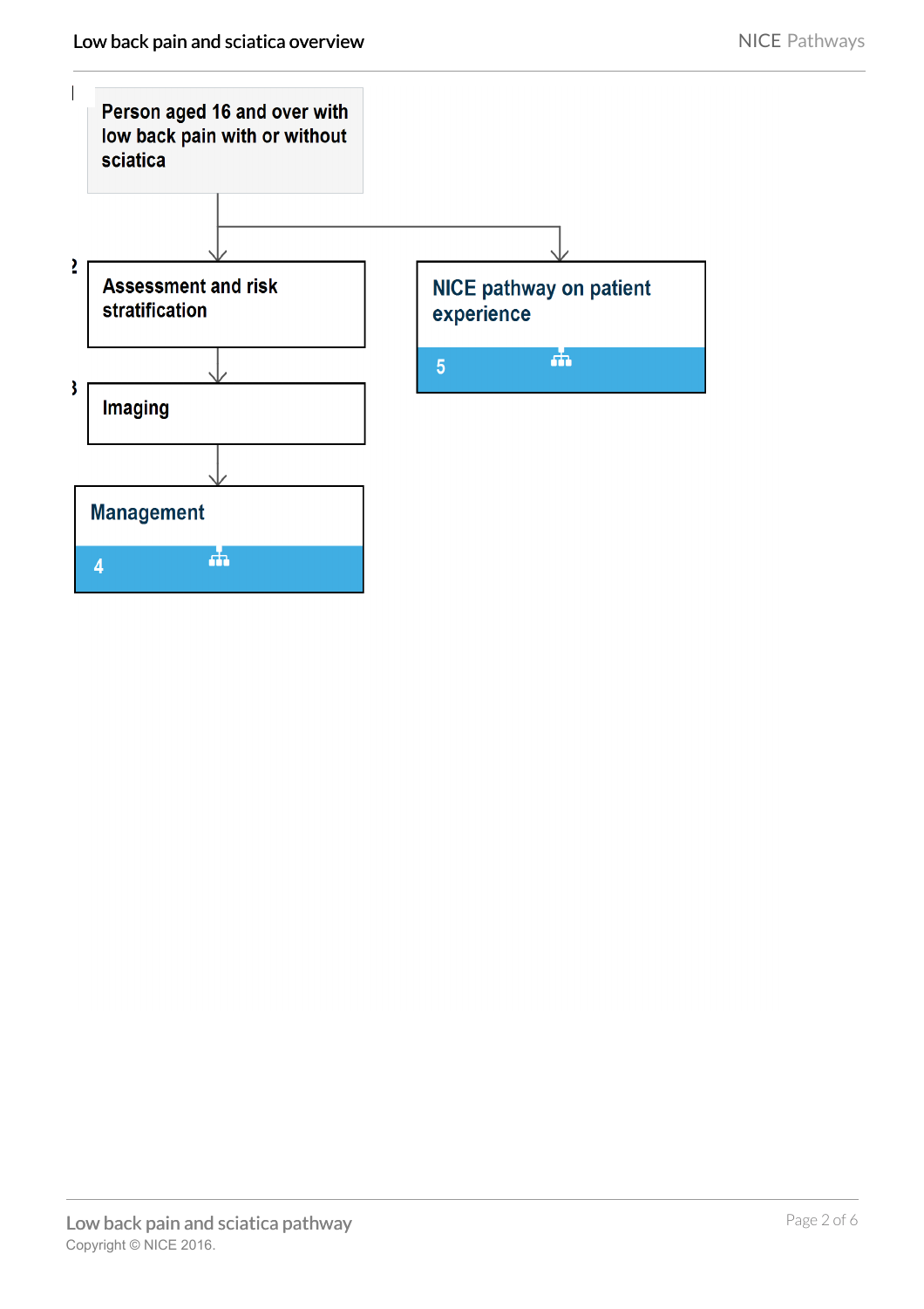1 Person aged 16 and over with low back pain with or without sciatica

2 Assessment and risk stratification

3 Imaging

Management

4

NICE pathway on patient experience

5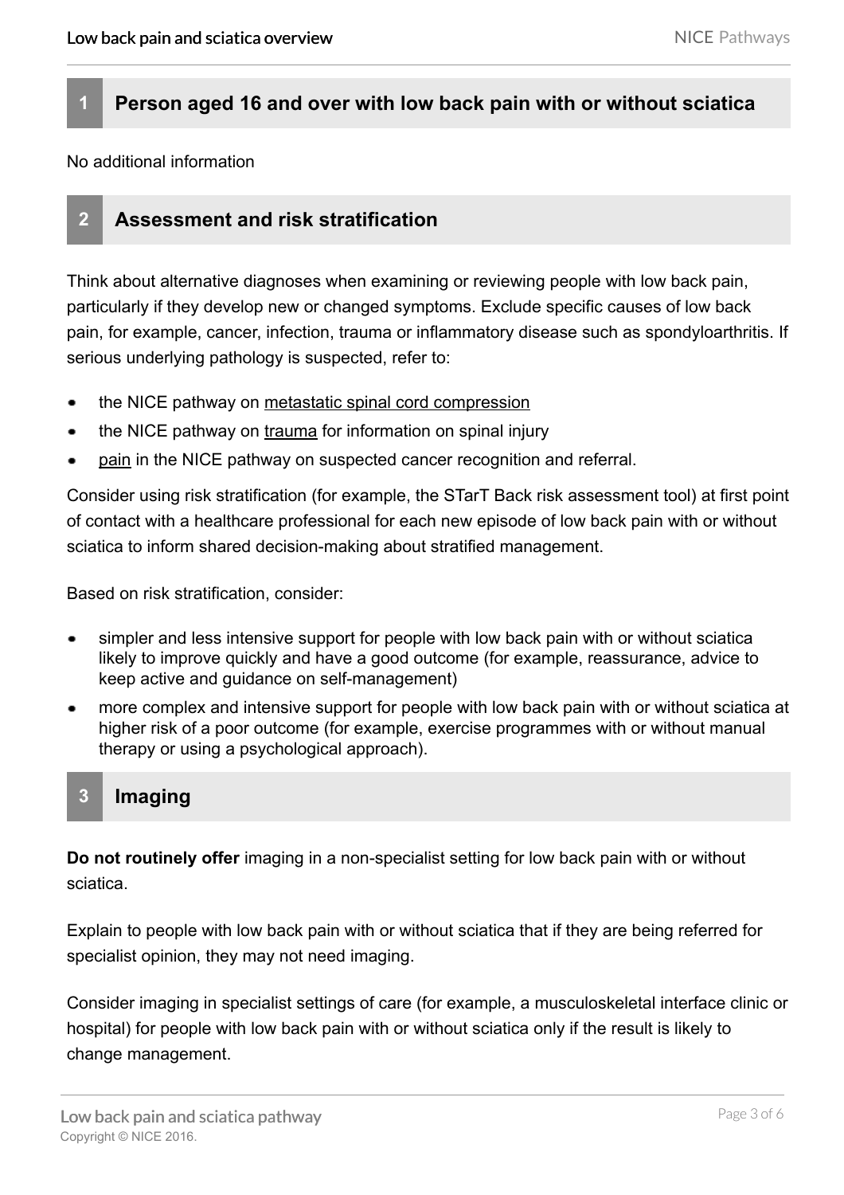## 1 Person aged 16 and over with low back pain with or without sciatica

No additional information

## 2 Assessment and risk stratification

Think about alternative diagnoses when examining or reviewing people with low back pain, particularly if they develop new or changed symptoms. Exclude specific causes of low back pain, for example, cancer, infection, trauma or inflammatory disease such as spondyloarthritis. If serious underlying pathology is suspected, refer to:

- the NICE pathway on metastatic spinal cord compression
- the NICE pathway on trauma for information on spinal injury
- pain in the NICE pathway on suspected cancer recognition and referral.

Consider using risk stratification (for example, the STarT Back risk assessment tool) at first point of contact with a healthcare professional for each new episode of low back pain with or without sciatica to inform shared decision-making about stratified management.

Based on risk stratification, consider:

- simpler and less intensive support for people with low back pain with or without sciatica likely to improve quickly and have a good outcome (for example, reassurance, advice to keep active and guidance on self-management)
- more complex and intensive support for people with low back pain with or without sciatica at higher risk of a poor outcome (for example, exercise programmes with or without manual therapy or using a psychological approach).

## 3 Imaging

**Do not routinely offer** imaging in a non-specialist setting for low back pain with or without sciatica.

Explain to people with low back pain with or without sciatica that if they are being referred for specialist opinion, they may not need imaging.

Consider imaging in specialist settings of care (for example, a musculoskeletal interface clinic or hospital) for people with low back pain with or without sciatica only if the result is likely to change management.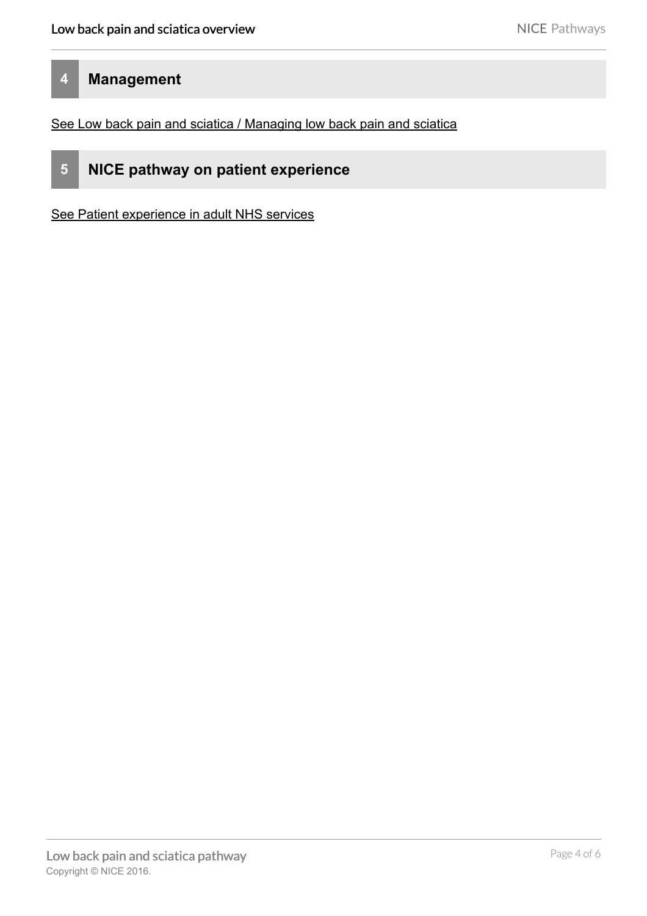## 4 Management

See Low back pain and sciatica / Managing low back pain and sciatica

## 5 NICE pathway on patient experience

See Patient experience in adult NHS services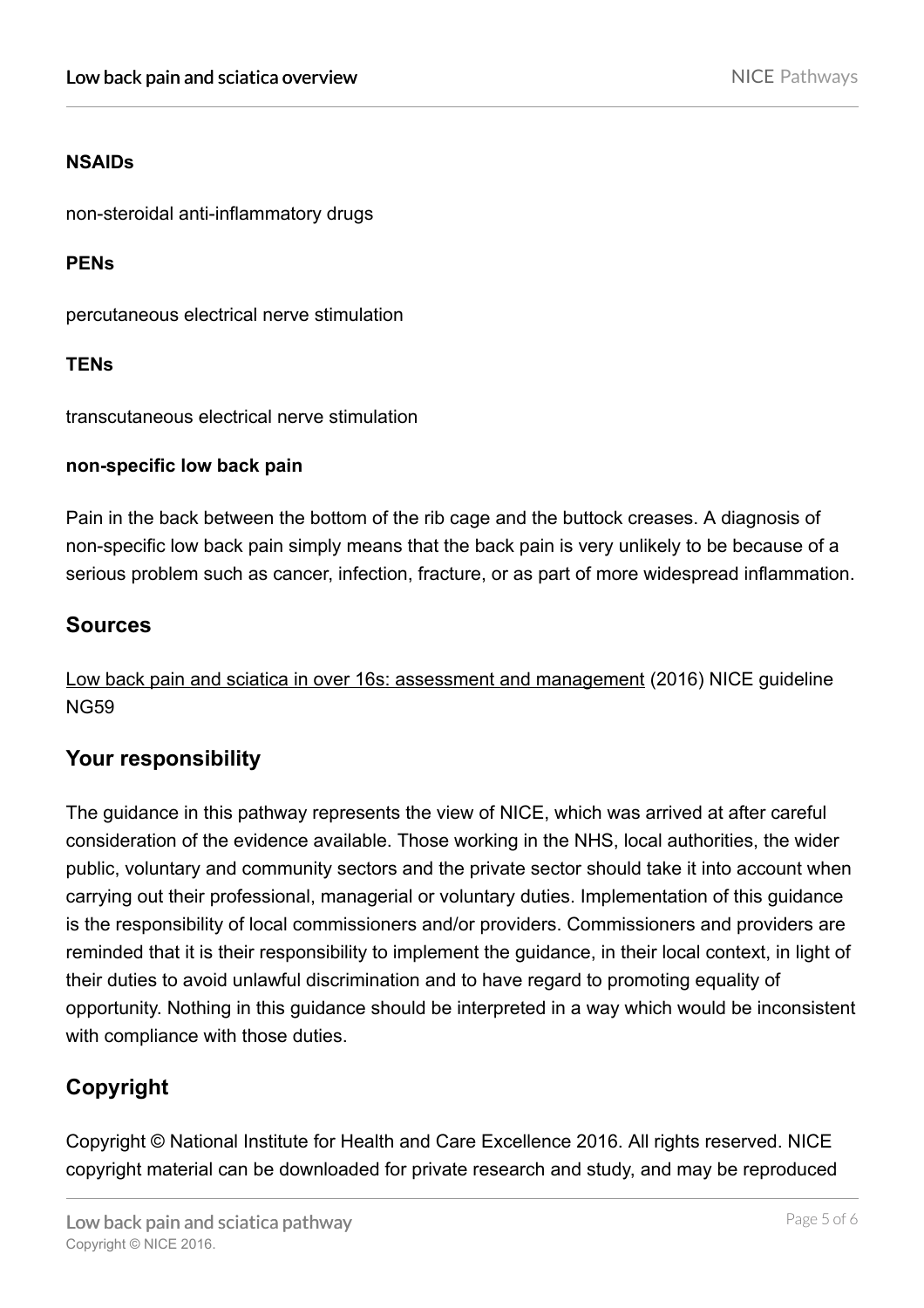**NSAIDs**

non-steroidal anti-inflammatory drugs

**PENs**

percutaneous electrical nerve stimulation

**TENs**

transcutaneous electrical nerve stimulation

**non-specific low back pain**

Pain in the back between the bottom of the rib cage and the buttock creases. A diagnosis of non-specific low back pain simply means that the back pain is very unlikely to be because of a serious problem such as cancer, infection, fracture, or as part of more widespread inflammation.

## Sources

Low back pain and sciatica in over 16s: assessment and management (2016) NICE guideline NG59

## Your responsibility

The guidance in this pathway represents the view of NICE, which was arrived at after careful consideration of the evidence available. Those working in the NHS, local authorities, the wider public, voluntary and community sectors and the private sector should take it into account when carrying out their professional, managerial or voluntary duties. Implementation of this guidance is the responsibility of local commissioners and/or providers. Commissioners and providers are reminded that it is their responsibility to implement the guidance, in their local context, in light of their duties to avoid unlawful discrimination and to have regard to promoting equality of opportunity. Nothing in this guidance should be interpreted in a way which would be inconsistent with compliance with those duties.

## Copyright

Copyright © National Institute for Health and Care Excellence 2016. All rights reserved. NICE copyright material can be downloaded for private research and study, and may be reproduced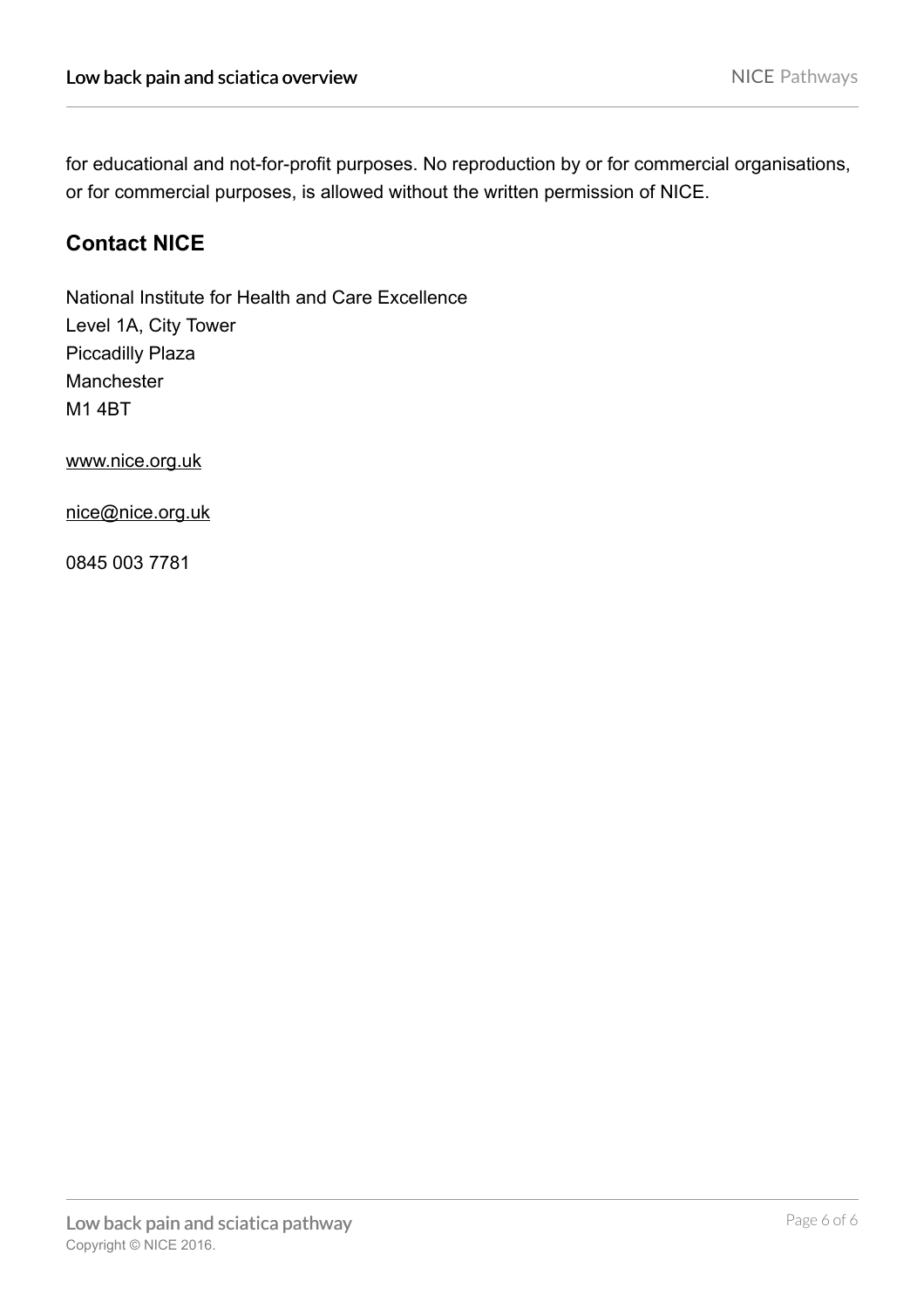for educational and not-for-profit purposes. No reproduction by or for commercial organisations, or for commercial purposes, is allowed without the written permission of NICE.

## Contact NICE

National Institute for Health and Care Excellence
Level 1A, City Tower
Piccadilly Plaza
Manchester
M1 4BT

www.nice.org.uk

nice@nice.org.uk

0845 003 7781